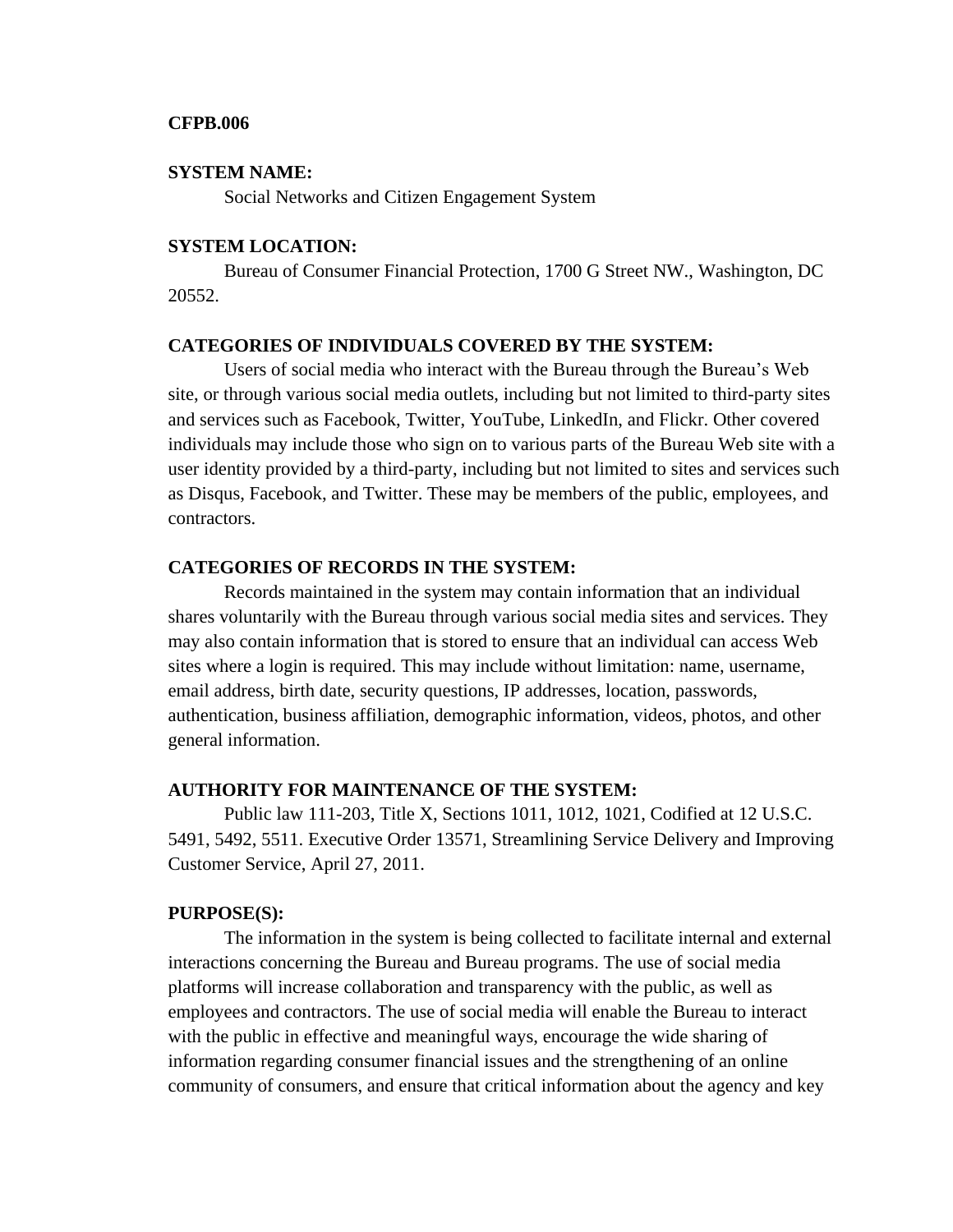**CFPB.006**

**SYSTEM NAME:**

Social Networks and Citizen Engagement System

**SYSTEM LOCATION:**

Bureau of Consumer Financial Protection, 1700 G Street NW., Washington, DC 20552.

**CATEGORIES OF INDIVIDUALS COVERED BY THE SYSTEM:**

Users of social media who interact with the Bureau through the Bureau's Web site, or through various social media outlets, including but not limited to third-party sites and services such as Facebook, Twitter, YouTube, LinkedIn, and Flickr. Other covered individuals may include those who sign on to various parts of the Bureau Web site with a user identity provided by a third-party, including but not limited to sites and services such as Disqus, Facebook, and Twitter. These may be members of the public, employees, and contractors.

**CATEGORIES OF RECORDS IN THE SYSTEM:**

Records maintained in the system may contain information that an individual shares voluntarily with the Bureau through various social media sites and services. They may also contain information that is stored to ensure that an individual can access Web sites where a login is required. This may include without limitation: name, username, email address, birth date, security questions, IP addresses, location, passwords, authentication, business affiliation, demographic information, videos, photos, and other general information.

**AUTHORITY FOR MAINTENANCE OF THE SYSTEM:**

Public law 111-203, Title X, Sections 1011, 1012, 1021, Codified at 12 U.S.C. 5491, 5492, 5511. Executive Order 13571, Streamlining Service Delivery and Improving Customer Service, April 27, 2011.

**PURPOSE(S):**

The information in the system is being collected to facilitate internal and external interactions concerning the Bureau and Bureau programs. The use of social media platforms will increase collaboration and transparency with the public, as well as employees and contractors. The use of social media will enable the Bureau to interact with the public in effective and meaningful ways, encourage the wide sharing of information regarding consumer financial issues and the strengthening of an online community of consumers, and ensure that critical information about the agency and key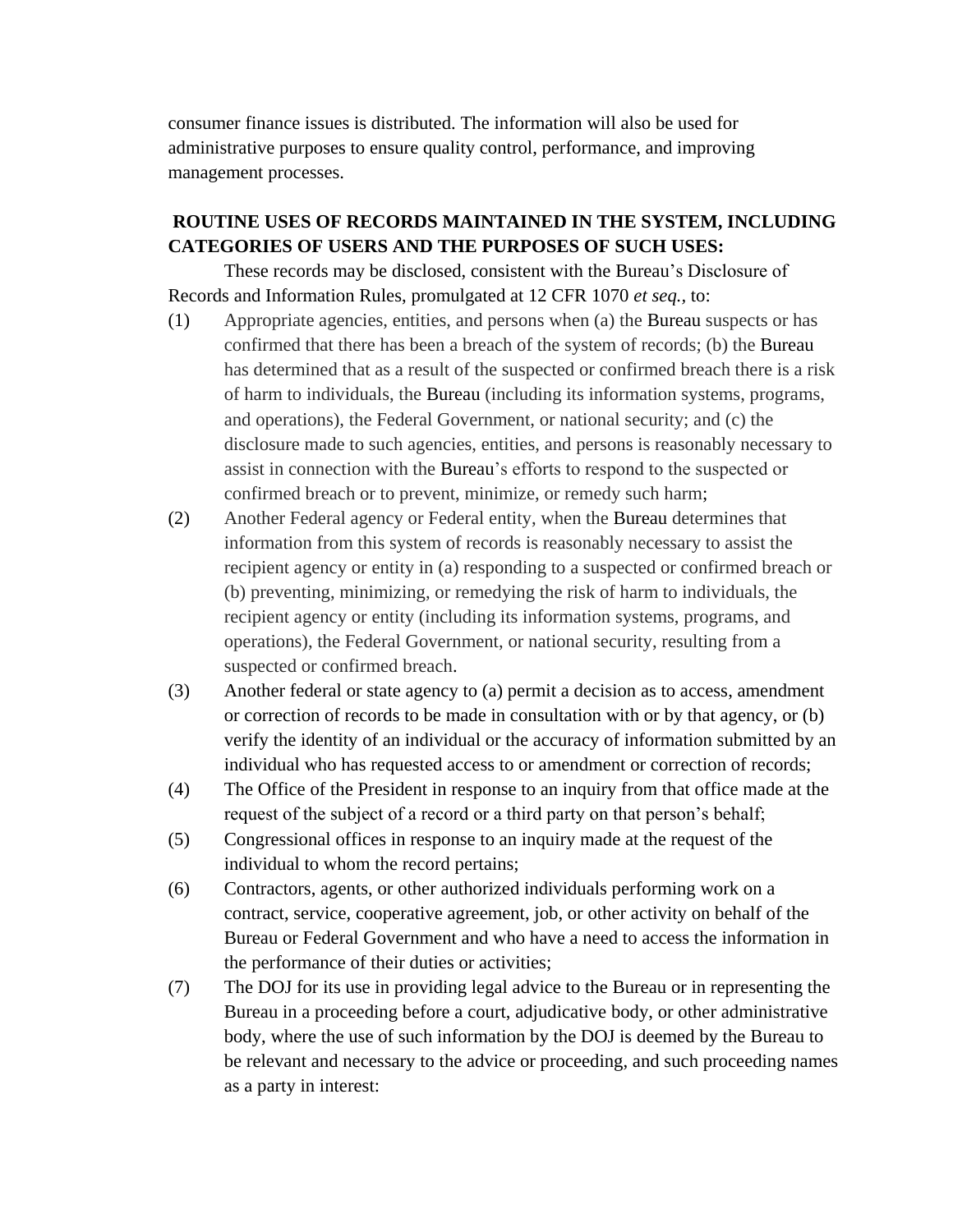consumer finance issues is distributed. The information will also be used for administrative purposes to ensure quality control, performance, and improving management processes.

**ROUTINE USES OF RECORDS MAINTAINED IN THE SYSTEM, INCLUDING CATEGORIES OF USERS AND THE PURPOSES OF SUCH USES:**

These records may be disclosed, consistent with the Bureau's Disclosure of Records and Information Rules, promulgated at 12 CFR 1070 *et seq.*, to:

(1) Appropriate agencies, entities, and persons when (a) the Bureau suspects or has confirmed that there has been a breach of the system of records; (b) the Bureau has determined that as a result of the suspected or confirmed breach there is a risk of harm to individuals, the Bureau (including its information systems, programs, and operations), the Federal Government, or national security; and (c) the disclosure made to such agencies, entities, and persons is reasonably necessary to assist in connection with the Bureau's efforts to respond to the suspected or confirmed breach or to prevent, minimize, or remedy such harm;

(2) Another Federal agency or Federal entity, when the Bureau determines that information from this system of records is reasonably necessary to assist the recipient agency or entity in (a) responding to a suspected or confirmed breach or (b) preventing, minimizing, or remedying the risk of harm to individuals, the recipient agency or entity (including its information systems, programs, and operations), the Federal Government, or national security, resulting from a suspected or confirmed breach.

(3) Another federal or state agency to (a) permit a decision as to access, amendment or correction of records to be made in consultation with or by that agency, or (b) verify the identity of an individual or the accuracy of information submitted by an individual who has requested access to or amendment or correction of records;

(4) The Office of the President in response to an inquiry from that office made at the request of the subject of a record or a third party on that person's behalf;

(5) Congressional offices in response to an inquiry made at the request of the individual to whom the record pertains;

(6) Contractors, agents, or other authorized individuals performing work on a contract, service, cooperative agreement, job, or other activity on behalf of the Bureau or Federal Government and who have a need to access the information in the performance of their duties or activities;

(7) The DOJ for its use in providing legal advice to the Bureau or in representing the Bureau in a proceeding before a court, adjudicative body, or other administrative body, where the use of such information by the DOJ is deemed by the Bureau to be relevant and necessary to the advice or proceeding, and such proceeding names as a party in interest: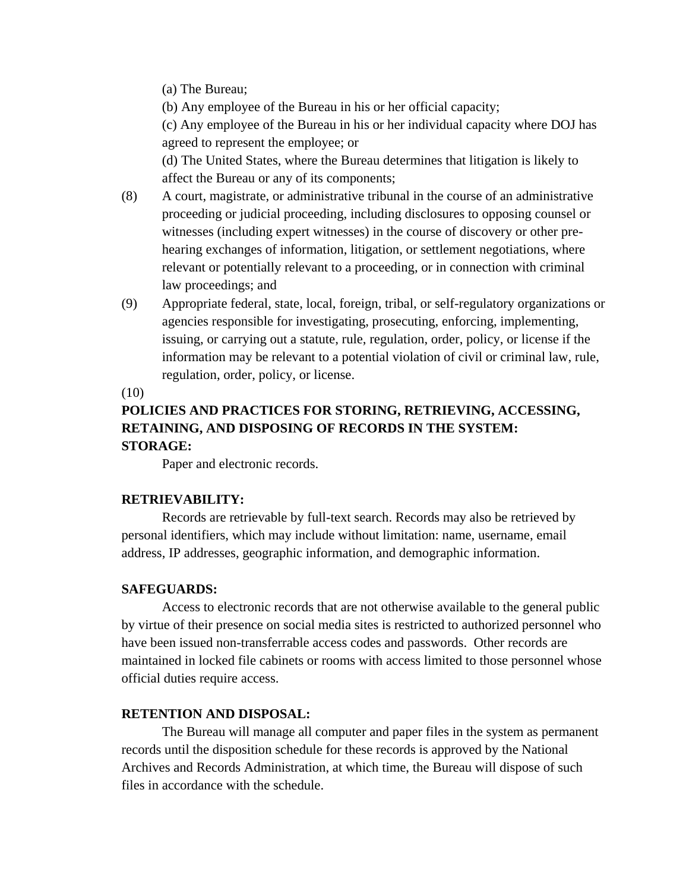(a) The Bureau;

(b) Any employee of the Bureau in his or her official capacity;

(c) Any employee of the Bureau in his or her individual capacity where DOJ has agreed to represent the employee; or

(d) The United States, where the Bureau determines that litigation is likely to affect the Bureau or any of its components;

(8) A court, magistrate, or administrative tribunal in the course of an administrative proceeding or judicial proceeding, including disclosures to opposing counsel or witnesses (including expert witnesses) in the course of discovery or other pre-hearing exchanges of information, litigation, or settlement negotiations, where relevant or potentially relevant to a proceeding, or in connection with criminal law proceedings; and

(9) Appropriate federal, state, local, foreign, tribal, or self-regulatory organizations or agencies responsible for investigating, prosecuting, enforcing, implementing, issuing, or carrying out a statute, rule, regulation, order, policy, or license if the information may be relevant to a potential violation of civil or criminal law, rule, regulation, order, policy, or license.

(10)

**POLICIES AND PRACTICES FOR STORING, RETRIEVING, ACCESSING, RETAINING, AND DISPOSING OF RECORDS IN THE SYSTEM:**

**STORAGE:**

Paper and electronic records.

**RETRIEVABILITY:**

Records are retrievable by full-text search. Records may also be retrieved by personal identifiers, which may include without limitation: name, username, email address, IP addresses, geographic information, and demographic information.

**SAFEGUARDS:**

Access to electronic records that are not otherwise available to the general public by virtue of their presence on social media sites is restricted to authorized personnel who have been issued non-transferrable access codes and passwords. Other records are maintained in locked file cabinets or rooms with access limited to those personnel whose official duties require access.

**RETENTION AND DISPOSAL:**

The Bureau will manage all computer and paper files in the system as permanent records until the disposition schedule for these records is approved by the National Archives and Records Administration, at which time, the Bureau will dispose of such files in accordance with the schedule.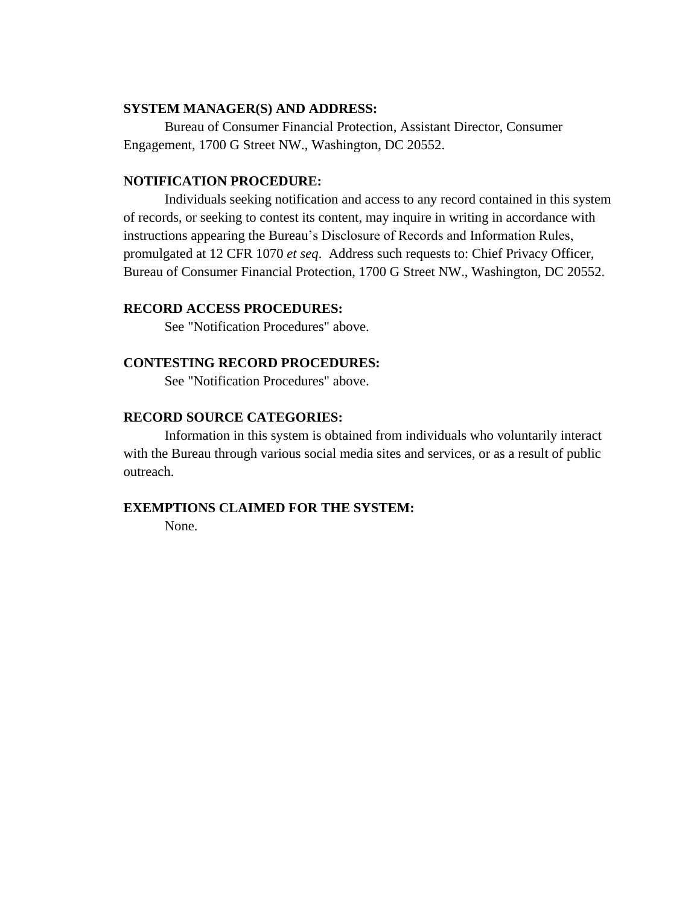**SYSTEM MANAGER(S) AND ADDRESS:**

Bureau of Consumer Financial Protection, Assistant Director, Consumer Engagement, 1700 G Street NW., Washington, DC 20552.

**NOTIFICATION PROCEDURE:**

Individuals seeking notification and access to any record contained in this system of records, or seeking to contest its content, may inquire in writing in accordance with instructions appearing the Bureau's Disclosure of Records and Information Rules, promulgated at 12 CFR 1070 *et seq*. Address such requests to: Chief Privacy Officer, Bureau of Consumer Financial Protection, 1700 G Street NW., Washington, DC 20552.

**RECORD ACCESS PROCEDURES:**

See "Notification Procedures" above.

**CONTESTING RECORD PROCEDURES:**

See "Notification Procedures" above.

**RECORD SOURCE CATEGORIES:**

Information in this system is obtained from individuals who voluntarily interact with the Bureau through various social media sites and services, or as a result of public outreach.

**EXEMPTIONS CLAIMED FOR THE SYSTEM:**

None.